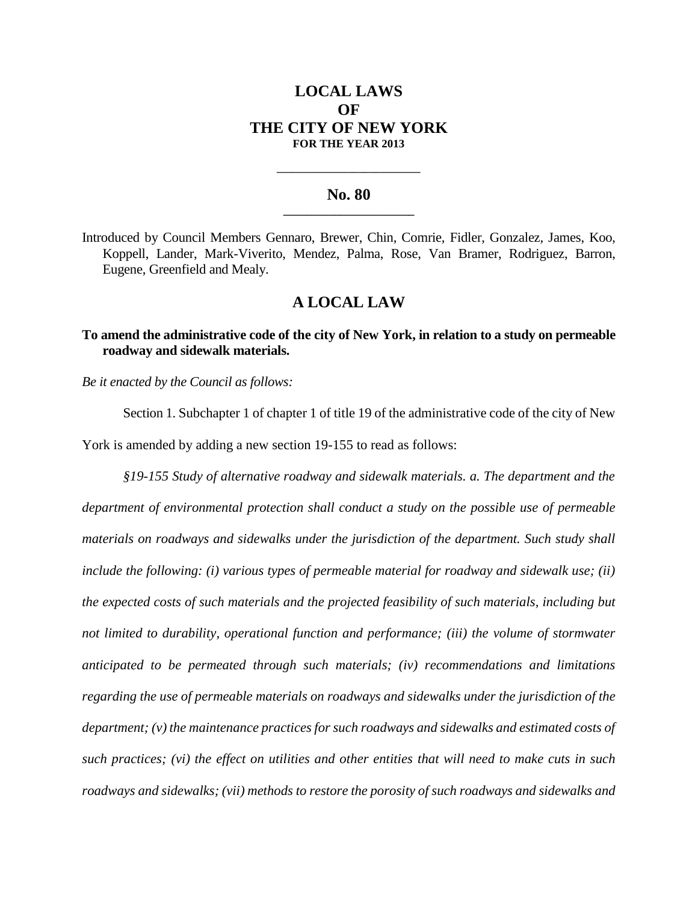# LOCAL LAWS
# OF
# THE CITY OF NEW YORK
**FOR THE YEAR 2013**

---

## No. 80

---

Introduced by Council Members Gennaro, Brewer, Chin, Comrie, Fidler, Gonzalez, James, Koo, Koppell, Lander, Mark-Viverito, Mendez, Palma, Rose, Van Bramer, Rodriguez, Barron, Eugene, Greenfield and Mealy.

## A LOCAL LAW

**To amend the administrative code of the city of New York, in relation to a study on permeable roadway and sidewalk materials.**

*Be it enacted by the Council as follows:*

Section 1. Subchapter 1 of chapter 1 of title 19 of the administrative code of the city of New York is amended by adding a new section 19-155 to read as follows:

*§19-155 Study of alternative roadway and sidewalk materials. a. The department and the department of environmental protection shall conduct a study on the possible use of permeable materials on roadways and sidewalks under the jurisdiction of the department. Such study shall include the following: (i) various types of permeable material for roadway and sidewalk use; (ii) the expected costs of such materials and the projected feasibility of such materials, including but not limited to durability, operational function and performance; (iii) the volume of stormwater anticipated to be permeated through such materials; (iv) recommendations and limitations regarding the use of permeable materials on roadways and sidewalks under the jurisdiction of the department; (v) the maintenance practices for such roadways and sidewalks and estimated costs of such practices; (vi) the effect on utilities and other entities that will need to make cuts in such roadways and sidewalks; (vii) methods to restore the porosity of such roadways and sidewalks and*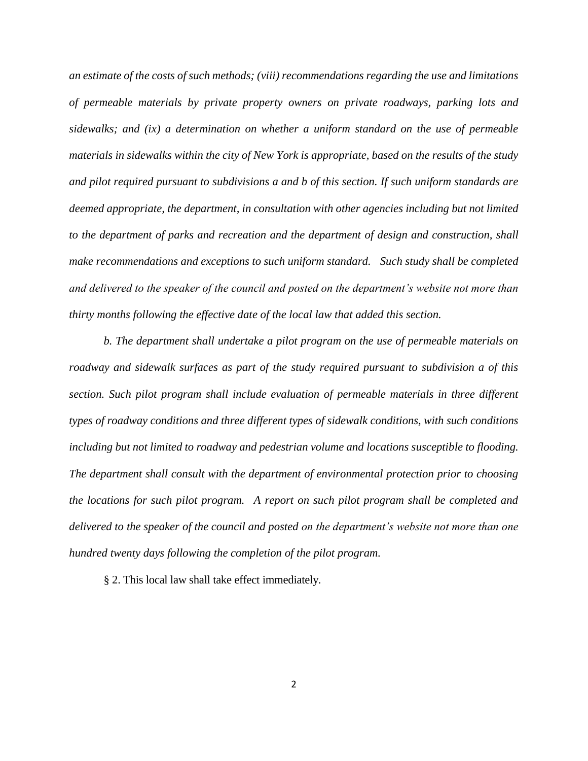*an estimate of the costs of such methods; (viii) recommendations regarding the use and limitations of permeable materials by private property owners on private roadways, parking lots and sidewalks; and (ix) a determination on whether a uniform standard on the use of permeable materials in sidewalks within the city of New York is appropriate, based on the results of the study and pilot required pursuant to subdivisions a and b of this section. If such uniform standards are deemed appropriate, the department, in consultation with other agencies including but not limited to the department of parks and recreation and the department of design and construction, shall make recommendations and exceptions to such uniform standard. Such study shall be completed and delivered to the speaker of the council and posted on the department's website not more than thirty months following the effective date of the local law that added this section.*

*b. The department shall undertake a pilot program on the use of permeable materials on roadway and sidewalk surfaces as part of the study required pursuant to subdivision a of this section. Such pilot program shall include evaluation of permeable materials in three different types of roadway conditions and three different types of sidewalk conditions, with such conditions including but not limited to roadway and pedestrian volume and locations susceptible to flooding. The department shall consult with the department of environmental protection prior to choosing the locations for such pilot program. A report on such pilot program shall be completed and delivered to the speaker of the council and posted on the department's website not more than one hundred twenty days following the completion of the pilot program.*

§ 2. This local law shall take effect immediately.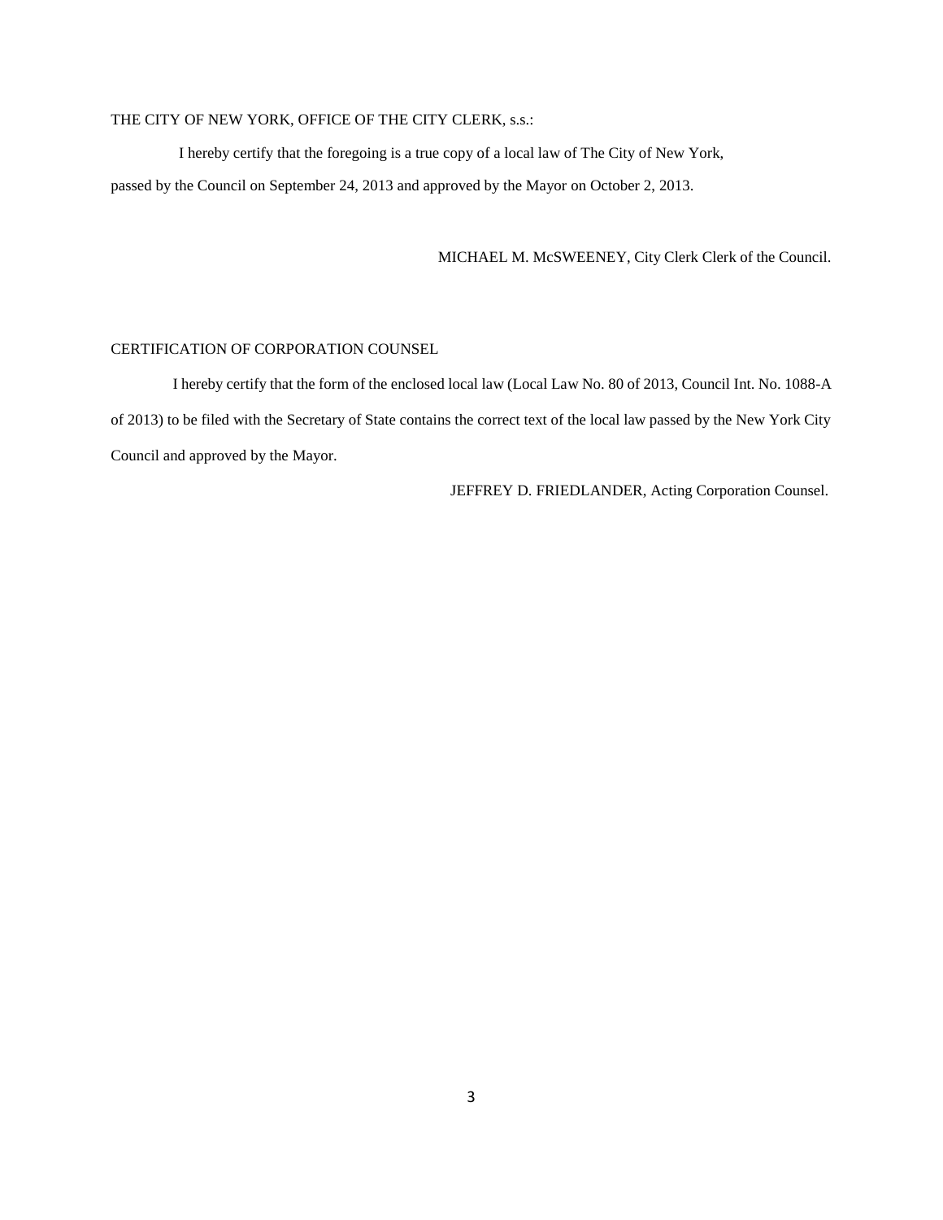THE CITY OF NEW YORK, OFFICE OF THE CITY CLERK, s.s.:

I hereby certify that the foregoing is a true copy of a local law of The City of New York, passed by the Council on September 24, 2013 and approved by the Mayor on October 2, 2013.

MICHAEL M. McSWEENEY, City Clerk Clerk of the Council.

CERTIFICATION OF CORPORATION COUNSEL

I hereby certify that the form of the enclosed local law (Local Law No. 80 of 2013, Council Int. No. 1088-A of 2013) to be filed with the Secretary of State contains the correct text of the local law passed by the New York City Council and approved by the Mayor.

JEFFREY D. FRIEDLANDER, Acting Corporation Counsel.